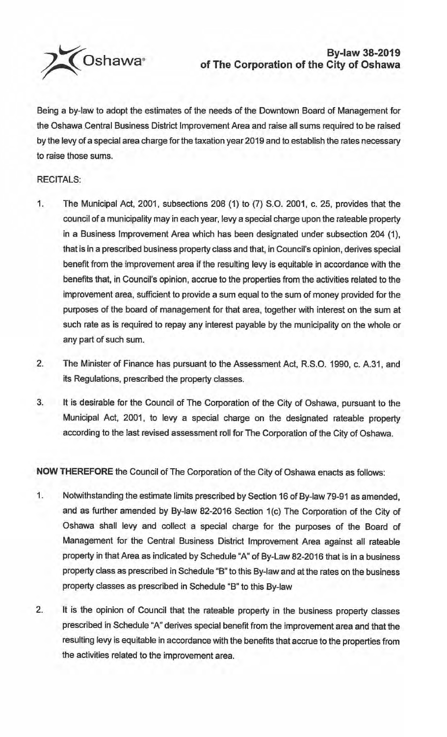# By-law 38-2019 of The Corporation of the City of Oshawa

Being a by-law to adopt the estimates of the needs of the Downtown Board of Management for the Oshawa Central Business District Improvement Area and raise all sums required to be raised by the levy of a special area charge for the taxation year 2019 and to establish the rates necessary to raise those sums.

RECITALS:

1. The Municipal Act, 2001, subsections 208 (1) to (7) S.O. 2001, c. 25, provides that the council of a municipality may in each year, levy a special charge upon the rateable property in a Business Improvement Area which has been designated under subsection 204 (1), that is in a prescribed business property class and that, in Council's opinion, derives special benefit from the improvement area if the resulting levy is equitable in accordance with the benefits that, in Council's opinion, accrue to the properties from the activities related to the improvement area, sufficient to provide a sum equal to the sum of money provided for the purposes of the board of management for that area, together with interest on the sum at such rate as is required to repay any interest payable by the municipality on the whole or any part of such sum.

2. The Minister of Finance has pursuant to the Assessment Act, R.S.O. 1990, c. A.31, and its Regulations, prescribed the property classes.

3. It is desirable for the Council of The Corporation of the City of Oshawa, pursuant to the Municipal Act, 2001, to levy a special charge on the designated rateable property according to the last revised assessment roll for The Corporation of the City of Oshawa.

**NOW THEREFORE** the Council of The Corporation of the City of Oshawa enacts as follows:

1. Notwithstanding the estimate limits prescribed by Section 16 of By-law 79-91 as amended, and as further amended by By-law 82-2016 Section 1(c) The Corporation of the City of Oshawa shall levy and collect a special charge for the purposes of the Board of Management for the Central Business District Improvement Area against all rateable property in that Area as indicated by Schedule "A" of By-Law 82-2016 that is in a business property class as prescribed in Schedule "B" to this By-law and at the rates on the business property classes as prescribed in Schedule "B" to this By-law

2. It is the opinion of Council that the rateable property in the business property classes prescribed in Schedule "A" derives special benefit from the improvement area and that the resulting levy is equitable in accordance with the benefits that accrue to the properties from the activities related to the improvement area.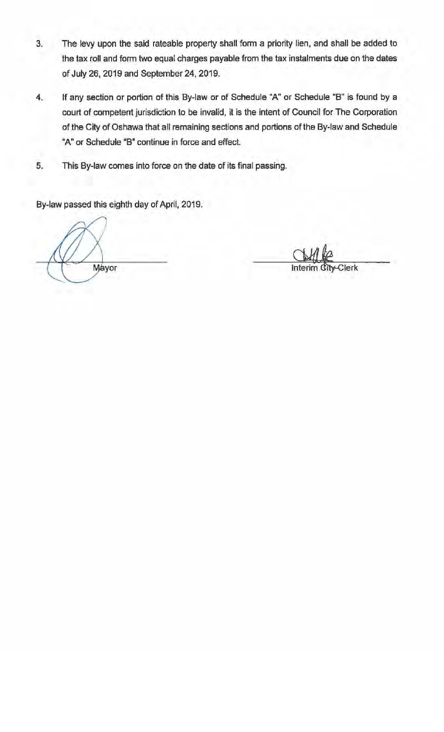3. The levy upon the said rateable property shall form a priority lien, and shall be added to the tax roll and form two equal charges payable from the tax instalments due on the dates of July 26, 2019 and September 24, 2019.

4. If any section or portion of this By-law or of Schedule "A" or Schedule "B" is found by a court of competent jurisdiction to be invalid, it is the intent of Council for The Corporation of the City of Oshawa that all remaining sections and portions of the By-law and Schedule "A" or Schedule "B" continue in force and effect.

5. This By-law comes into force on the date of its final passing.

By-law passed this eighth day of April, 2019.

Mayor

Interim City Clerk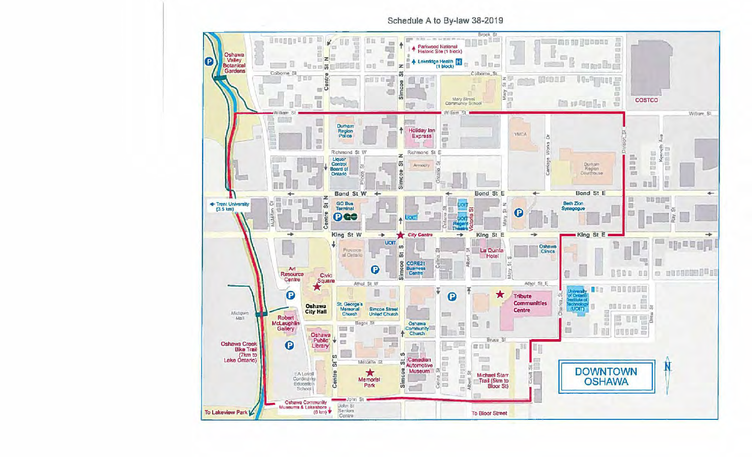Schedule A to By-law 38-2019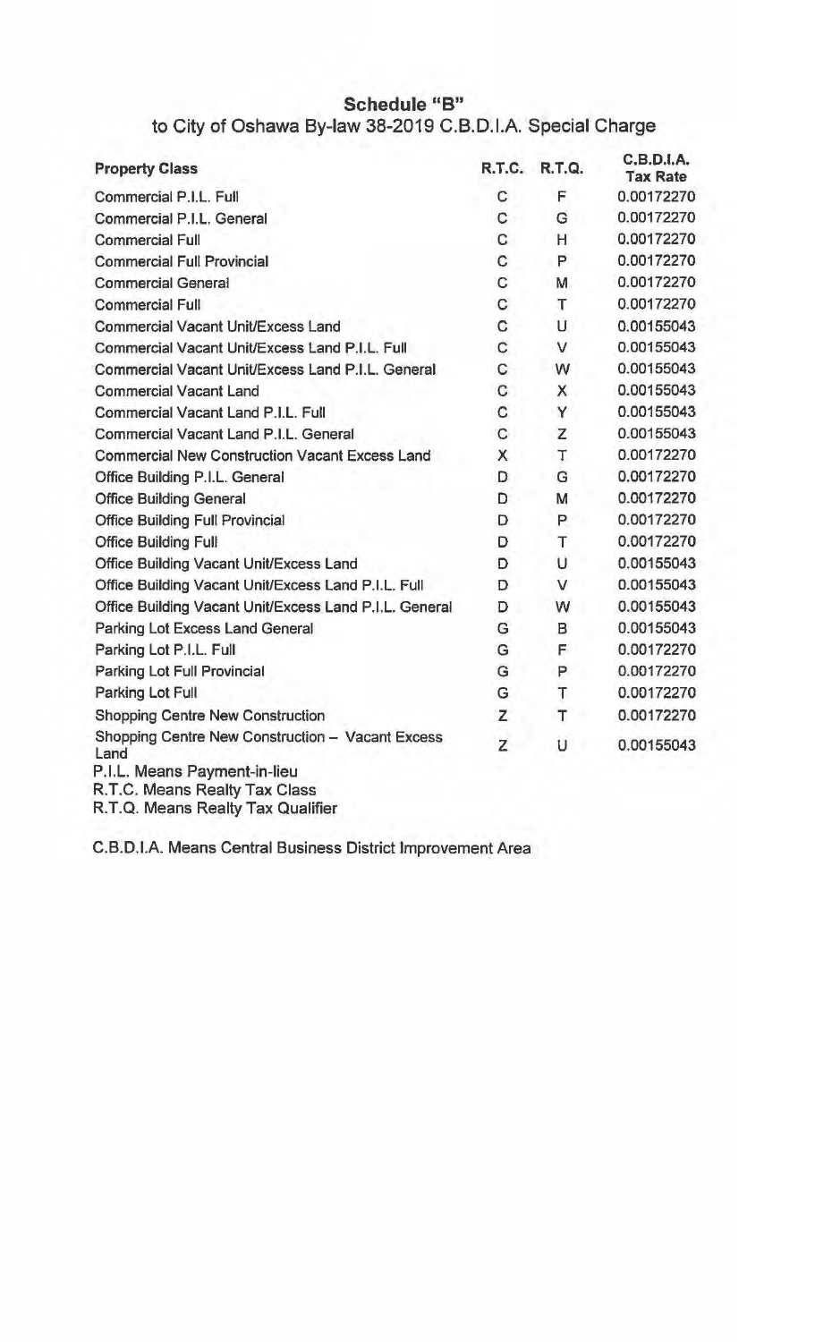## Schedule "B"

### to City of Oshawa By-law 38-2019 C.B.D.I.A. Special Charge

| Property Class | R.T.C. | R.T.Q. | C.B.D.I.A. Tax Rate |
|---|---|---|---|
| Commercial P.I.L. Full | C | F | 0.00172270 |
| Commercial P.I.L. General | C | G | 0.00172270 |
| Commercial Full | C | H | 0.00172270 |
| Commercial Full Provincial | C | P | 0.00172270 |
| Commercial General | C | M | 0.00172270 |
| Commercial Full | C | T | 0.00172270 |
| Commercial Vacant Unit/Excess Land | C | U | 0.00155043 |
| Commercial Vacant Unit/Excess Land P.I.L. Full | C | V | 0.00155043 |
| Commercial Vacant Unit/Excess Land P.I.L. General | C | W | 0.00155043 |
| Commercial Vacant Land | C | X | 0.00155043 |
| Commercial Vacant Land P.I.L. Full | C | Y | 0.00155043 |
| Commercial Vacant Land P.I.L. General | C | Z | 0.00155043 |
| Commercial New Construction Vacant Excess Land | X | T | 0.00172270 |
| Office Building P.I.L. General | D | G | 0.00172270 |
| Office Building General | D | M | 0.00172270 |
| Office Building Full Provincial | D | P | 0.00172270 |
| Office Building Full | D | T | 0.00172270 |
| Office Building Vacant Unit/Excess Land | D | U | 0.00155043 |
| Office Building Vacant Unit/Excess Land P.I.L. Full | D | V | 0.00155043 |
| Office Building Vacant Unit/Excess Land P.I.L. General | D | W | 0.00155043 |
| Parking Lot Excess Land General | G | B | 0.00155043 |
| Parking Lot P.I.L. Full | G | F | 0.00172270 |
| Parking Lot Full Provincial | G | P | 0.00172270 |
| Parking Lot Full | G | T | 0.00172270 |
| Shopping Centre New Construction | Z | T | 0.00172270 |
| Shopping Centre New Construction – Vacant Excess Land | Z | U | 0.00155043 |

P.I.L. Means Payment-in-lieu
R.T.C. Means Realty Tax Class
R.T.Q. Means Realty Tax Qualifier

C.B.D.I.A. Means Central Business District Improvement Area